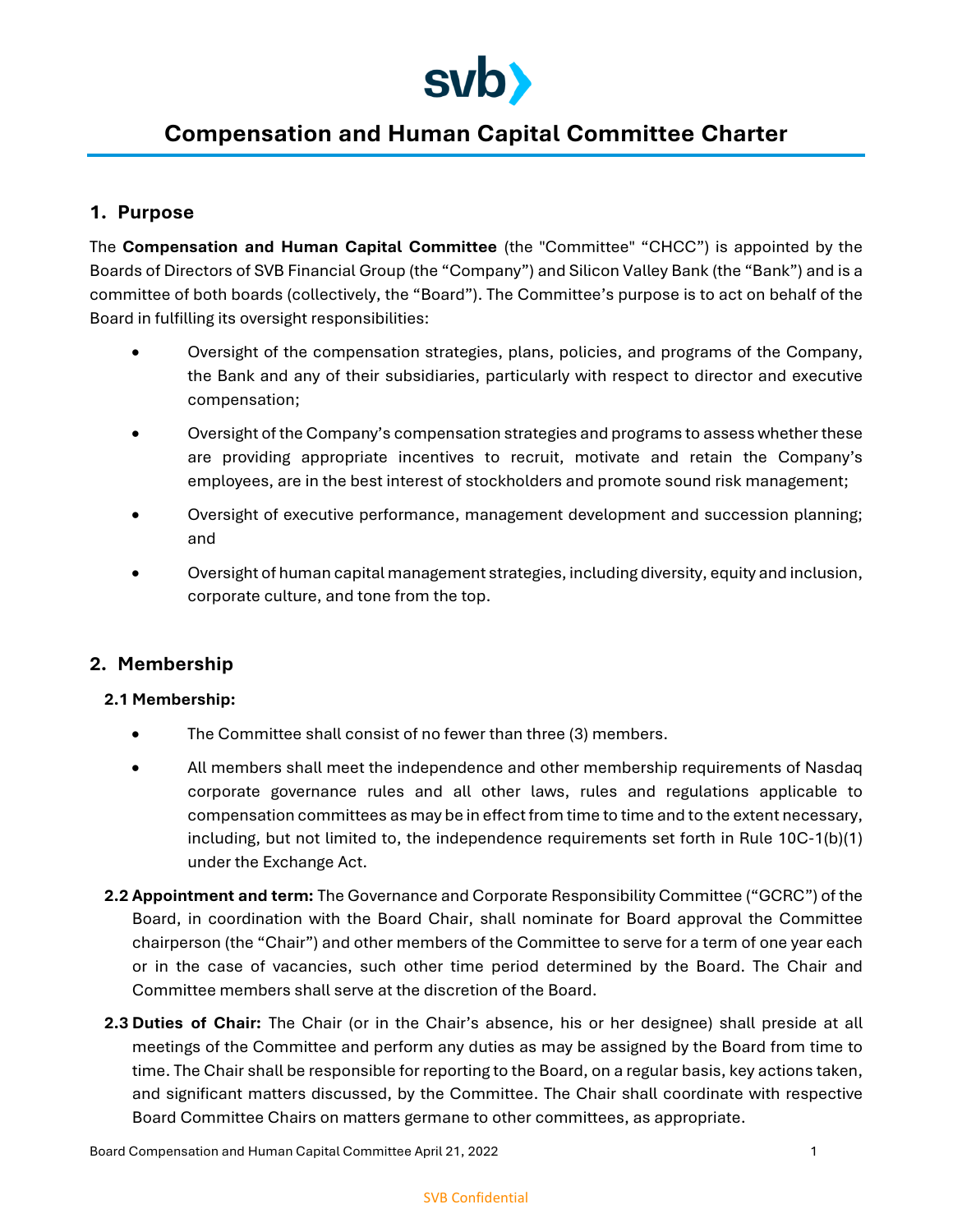# Compensation and Human Capital Committee Charter

## 1. Purpose

The **Compensation and Human Capital Committee** (the "Committee" "CHCC") is appointed by the Boards of Directors of SVB Financial Group (the "Company") and Silicon Valley Bank (the "Bank") and is a committee of both boards (collectively, the "Board"). The Committee's purpose is to act on behalf of the Board in fulfilling its oversight responsibilities:

- Oversight of the compensation strategies, plans, policies, and programs of the Company, the Bank and any of their subsidiaries, particularly with respect to director and executive compensation;
- Oversight of the Company's compensation strategies and programs to assess whether these are providing appropriate incentives to recruit, motivate and retain the Company's employees, are in the best interest of stockholders and promote sound risk management;
- Oversight of executive performance, management development and succession planning; and
- Oversight of human capital management strategies, including diversity, equity and inclusion, corporate culture, and tone from the top.

## 2. Membership

### 2.1 Membership:

- The Committee shall consist of no fewer than three (3) members.
- All members shall meet the independence and other membership requirements of Nasdaq corporate governance rules and all other laws, rules and regulations applicable to compensation committees as may be in effect from time to time and to the extent necessary, including, but not limited to, the independence requirements set forth in Rule 10C-1(b)(1) under the Exchange Act.

**2.2 Appointment and term:** The Governance and Corporate Responsibility Committee ("GCRC") of the Board, in coordination with the Board Chair, shall nominate for Board approval the Committee chairperson (the "Chair") and other members of the Committee to serve for a term of one year each or in the case of vacancies, such other time period determined by the Board. The Chair and Committee members shall serve at the discretion of the Board.

**2.3 Duties of Chair:** The Chair (or in the Chair's absence, his or her designee) shall preside at all meetings of the Committee and perform any duties as may be assigned by the Board from time to time. The Chair shall be responsible for reporting to the Board, on a regular basis, key actions taken, and significant matters discussed, by the Committee. The Chair shall coordinate with respective Board Committee Chairs on matters germane to other committees, as appropriate.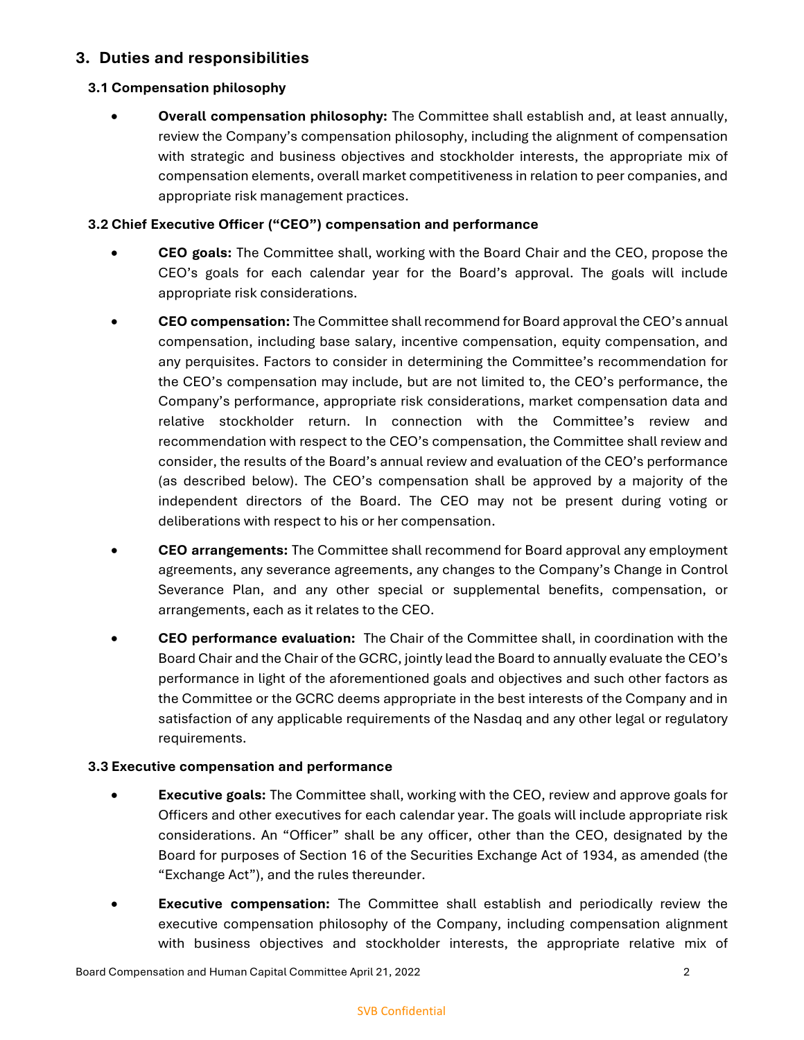## 3. Duties and responsibilities

### 3.1 Compensation philosophy

- **Overall compensation philosophy:** The Committee shall establish and, at least annually, review the Company's compensation philosophy, including the alignment of compensation with strategic and business objectives and stockholder interests, the appropriate mix of compensation elements, overall market competitiveness in relation to peer companies, and appropriate risk management practices.

### 3.2 Chief Executive Officer ("CEO") compensation and performance

- **CEO goals:** The Committee shall, working with the Board Chair and the CEO, propose the CEO's goals for each calendar year for the Board's approval. The goals will include appropriate risk considerations.
- **CEO compensation:** The Committee shall recommend for Board approval the CEO's annual compensation, including base salary, incentive compensation, equity compensation, and any perquisites. Factors to consider in determining the Committee's recommendation for the CEO's compensation may include, but are not limited to, the CEO's performance, the Company's performance, appropriate risk considerations, market compensation data and relative stockholder return. In connection with the Committee's review and recommendation with respect to the CEO's compensation, the Committee shall review and consider, the results of the Board's annual review and evaluation of the CEO's performance (as described below). The CEO's compensation shall be approved by a majority of the independent directors of the Board. The CEO may not be present during voting or deliberations with respect to his or her compensation.
- **CEO arrangements:** The Committee shall recommend for Board approval any employment agreements, any severance agreements, any changes to the Company's Change in Control Severance Plan, and any other special or supplemental benefits, compensation, or arrangements, each as it relates to the CEO.
- **CEO performance evaluation:** The Chair of the Committee shall, in coordination with the Board Chair and the Chair of the GCRC, jointly lead the Board to annually evaluate the CEO's performance in light of the aforementioned goals and objectives and such other factors as the Committee or the GCRC deems appropriate in the best interests of the Company and in satisfaction of any applicable requirements of the Nasdaq and any other legal or regulatory requirements.

### 3.3 Executive compensation and performance

- **Executive goals:** The Committee shall, working with the CEO, review and approve goals for Officers and other executives for each calendar year. The goals will include appropriate risk considerations. An "Officer" shall be any officer, other than the CEO, designated by the Board for purposes of Section 16 of the Securities Exchange Act of 1934, as amended (the "Exchange Act"), and the rules thereunder.
- **Executive compensation:** The Committee shall establish and periodically review the executive compensation philosophy of the Company, including compensation alignment with business objectives and stockholder interests, the appropriate relative mix of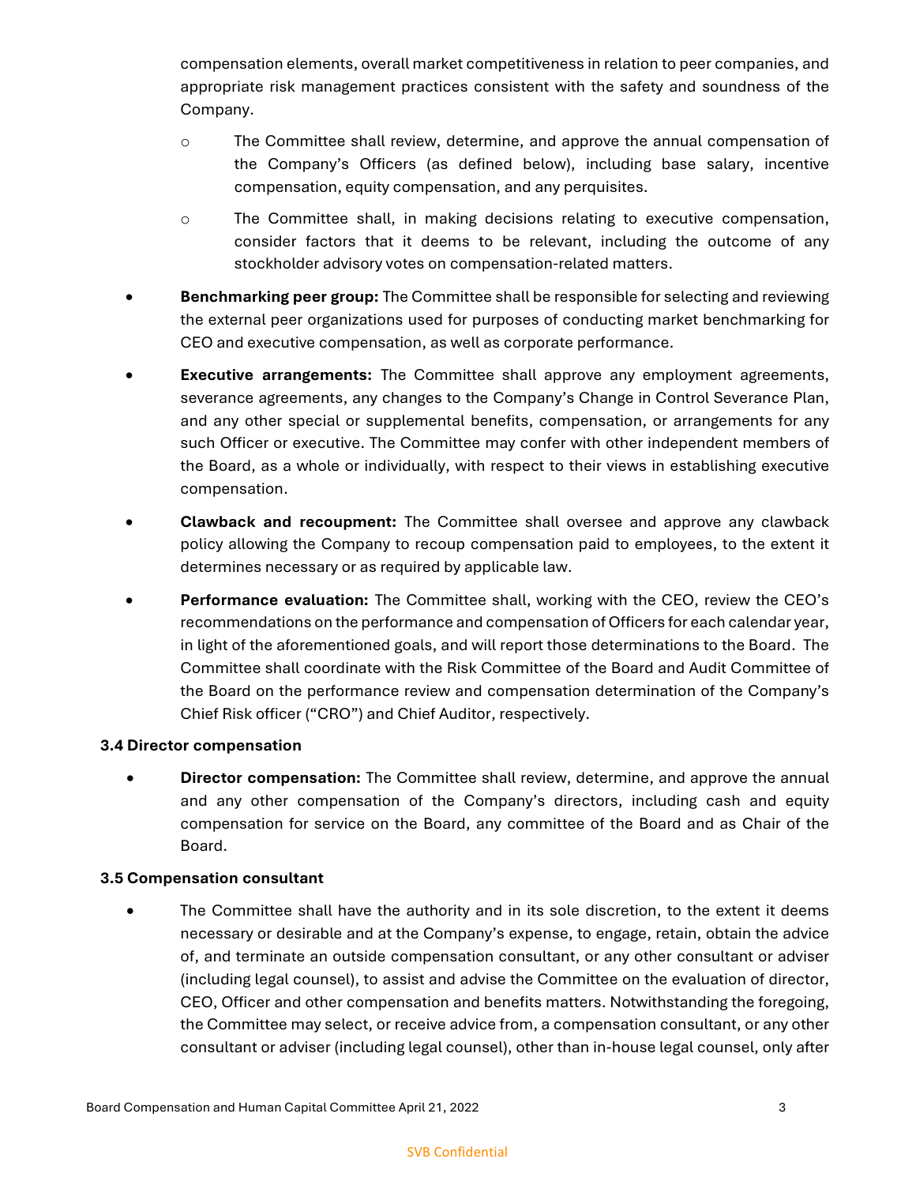compensation elements, overall market competitiveness in relation to peer companies, and appropriate risk management practices consistent with the safety and soundness of the Company.

  - The Committee shall review, determine, and approve the annual compensation of the Company's Officers (as defined below), including base salary, incentive compensation, equity compensation, and any perquisites.
  - The Committee shall, in making decisions relating to executive compensation, consider factors that it deems to be relevant, including the outcome of any stockholder advisory votes on compensation-related matters.

- **Benchmarking peer group:** The Committee shall be responsible for selecting and reviewing the external peer organizations used for purposes of conducting market benchmarking for CEO and executive compensation, as well as corporate performance.
- **Executive arrangements:** The Committee shall approve any employment agreements, severance agreements, any changes to the Company's Change in Control Severance Plan, and any other special or supplemental benefits, compensation, or arrangements for any such Officer or executive. The Committee may confer with other independent members of the Board, as a whole or individually, with respect to their views in establishing executive compensation.
- **Clawback and recoupment:** The Committee shall oversee and approve any clawback policy allowing the Company to recoup compensation paid to employees, to the extent it determines necessary or as required by applicable law.
- **Performance evaluation:** The Committee shall, working with the CEO, review the CEO's recommendations on the performance and compensation of Officers for each calendar year, in light of the aforementioned goals, and will report those determinations to the Board. The Committee shall coordinate with the Risk Committee of the Board and Audit Committee of the Board on the performance review and compensation determination of the Company's Chief Risk officer ("CRO") and Chief Auditor, respectively.

### 3.4 Director compensation

- **Director compensation:** The Committee shall review, determine, and approve the annual and any other compensation of the Company's directors, including cash and equity compensation for service on the Board, any committee of the Board and as Chair of the Board.

### 3.5 Compensation consultant

- The Committee shall have the authority and in its sole discretion, to the extent it deems necessary or desirable and at the Company's expense, to engage, retain, obtain the advice of, and terminate an outside compensation consultant, or any other consultant or adviser (including legal counsel), to assist and advise the Committee on the evaluation of director, CEO, Officer and other compensation and benefits matters. Notwithstanding the foregoing, the Committee may select, or receive advice from, a compensation consultant, or any other consultant or adviser (including legal counsel), other than in-house legal counsel, only after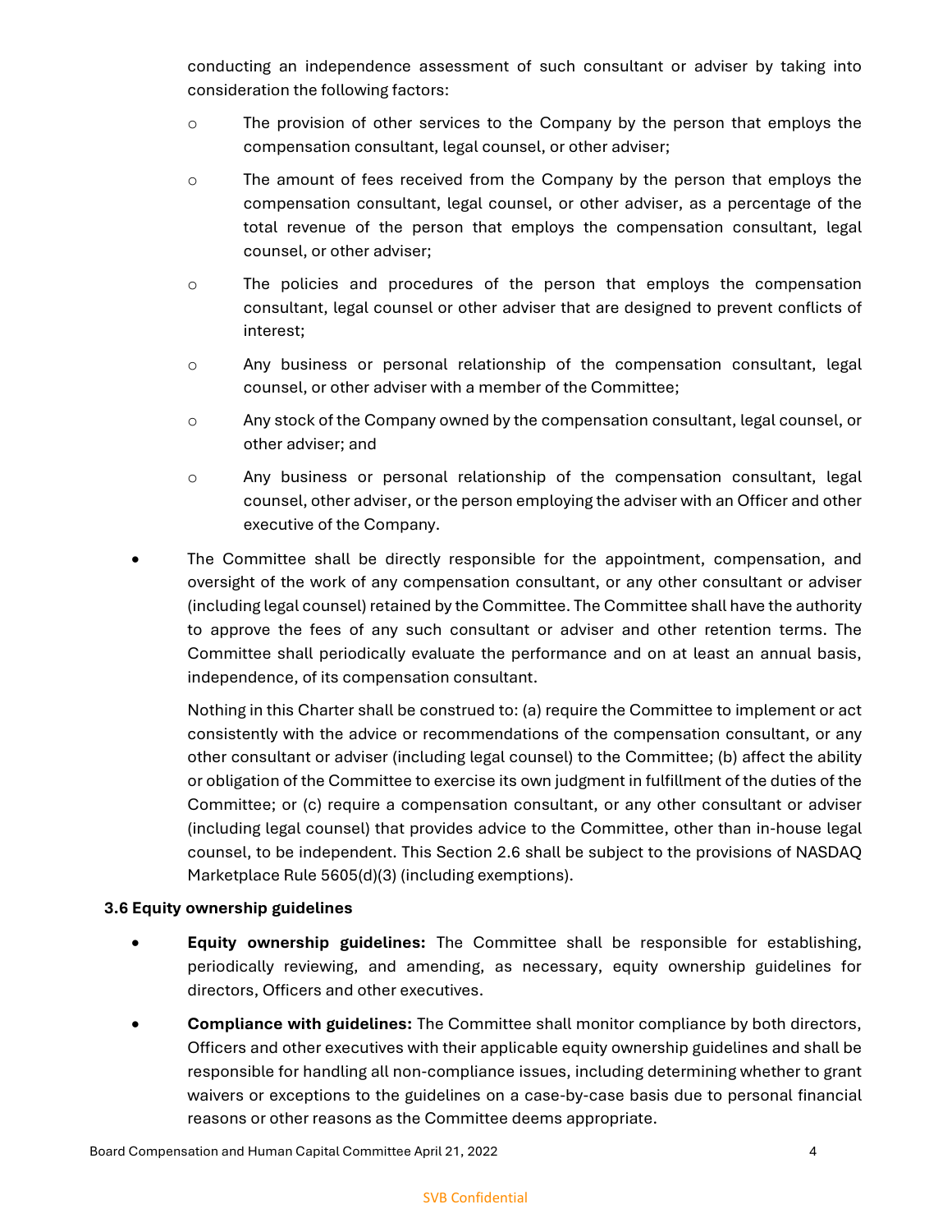conducting an independence assessment of such consultant or adviser by taking into consideration the following factors:

- The provision of other services to the Company by the person that employs the compensation consultant, legal counsel, or other adviser;
- The amount of fees received from the Company by the person that employs the compensation consultant, legal counsel, or other adviser, as a percentage of the total revenue of the person that employs the compensation consultant, legal counsel, or other adviser;
- The policies and procedures of the person that employs the compensation consultant, legal counsel or other adviser that are designed to prevent conflicts of interest;
- Any business or personal relationship of the compensation consultant, legal counsel, or other adviser with a member of the Committee;
- Any stock of the Company owned by the compensation consultant, legal counsel, or other adviser; and
- Any business or personal relationship of the compensation consultant, legal counsel, other adviser, or the person employing the adviser with an Officer and other executive of the Company.

- The Committee shall be directly responsible for the appointment, compensation, and oversight of the work of any compensation consultant, or any other consultant or adviser (including legal counsel) retained by the Committee. The Committee shall have the authority to approve the fees of any such consultant or adviser and other retention terms. The Committee shall periodically evaluate the performance and on at least an annual basis, independence, of its compensation consultant.

  Nothing in this Charter shall be construed to: (a) require the Committee to implement or act consistently with the advice or recommendations of the compensation consultant, or any other consultant or adviser (including legal counsel) to the Committee; (b) affect the ability or obligation of the Committee to exercise its own judgment in fulfillment of the duties of the Committee; or (c) require a compensation consultant, or any other consultant or adviser (including legal counsel) that provides advice to the Committee, other than in-house legal counsel, to be independent. This Section 2.6 shall be subject to the provisions of NASDAQ Marketplace Rule 5605(d)(3) (including exemptions).

### 3.6 Equity ownership guidelines

- **Equity ownership guidelines:** The Committee shall be responsible for establishing, periodically reviewing, and amending, as necessary, equity ownership guidelines for directors, Officers and other executives.
- **Compliance with guidelines:** The Committee shall monitor compliance by both directors, Officers and other executives with their applicable equity ownership guidelines and shall be responsible for handling all non-compliance issues, including determining whether to grant waivers or exceptions to the guidelines on a case-by-case basis due to personal financial reasons or other reasons as the Committee deems appropriate.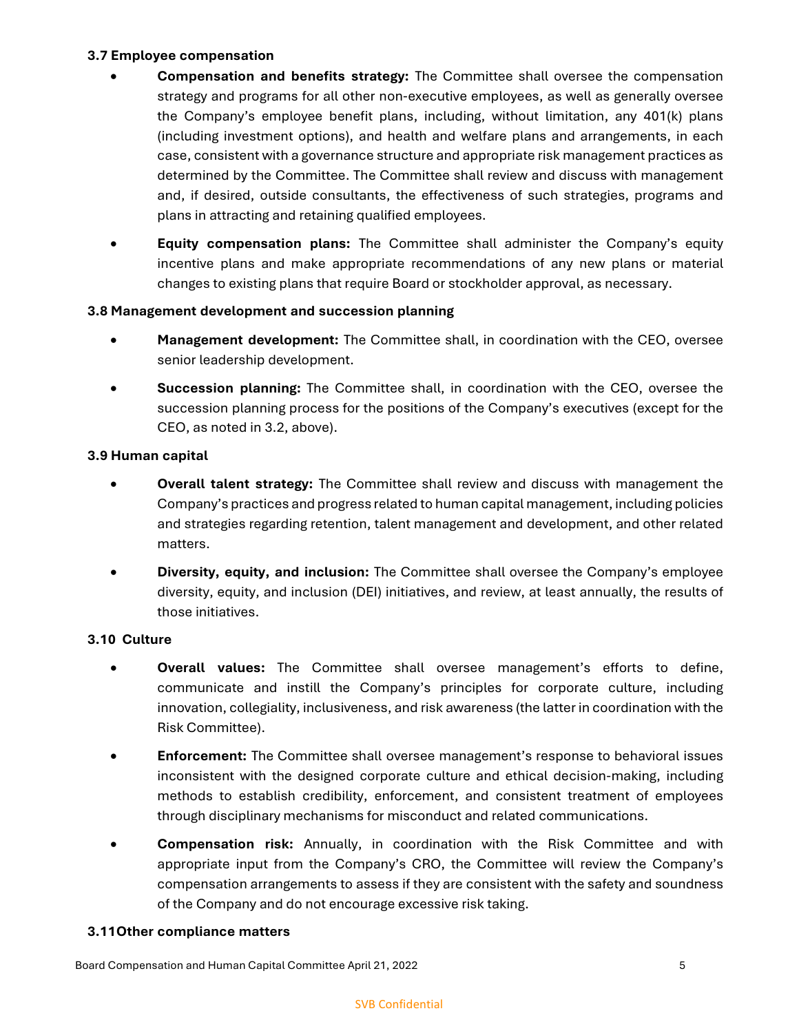**3.7 Employee compensation**

- **Compensation and benefits strategy:** The Committee shall oversee the compensation strategy and programs for all other non-executive employees, as well as generally oversee the Company's employee benefit plans, including, without limitation, any 401(k) plans (including investment options), and health and welfare plans and arrangements, in each case, consistent with a governance structure and appropriate risk management practices as determined by the Committee. The Committee shall review and discuss with management and, if desired, outside consultants, the effectiveness of such strategies, programs and plans in attracting and retaining qualified employees.
- **Equity compensation plans:** The Committee shall administer the Company's equity incentive plans and make appropriate recommendations of any new plans or material changes to existing plans that require Board or stockholder approval, as necessary.

**3.8 Management development and succession planning**

- **Management development:** The Committee shall, in coordination with the CEO, oversee senior leadership development.
- **Succession planning:** The Committee shall, in coordination with the CEO, oversee the succession planning process for the positions of the Company's executives (except for the CEO, as noted in 3.2, above).

**3.9 Human capital**

- **Overall talent strategy:** The Committee shall review and discuss with management the Company's practices and progress related to human capital management, including policies and strategies regarding retention, talent management and development, and other related matters.
- **Diversity, equity, and inclusion:** The Committee shall oversee the Company's employee diversity, equity, and inclusion (DEI) initiatives, and review, at least annually, the results of those initiatives.

**3.10 Culture**

- **Overall values:** The Committee shall oversee management's efforts to define, communicate and instill the Company's principles for corporate culture, including innovation, collegiality, inclusiveness, and risk awareness (the latter in coordination with the Risk Committee).
- **Enforcement:** The Committee shall oversee management's response to behavioral issues inconsistent with the designed corporate culture and ethical decision-making, including methods to establish credibility, enforcement, and consistent treatment of employees through disciplinary mechanisms for misconduct and related communications.
- **Compensation risk:** Annually, in coordination with the Risk Committee and with appropriate input from the Company's CRO, the Committee will review the Company's compensation arrangements to assess if they are consistent with the safety and soundness of the Company and do not encourage excessive risk taking.

**3.11 Other compliance matters**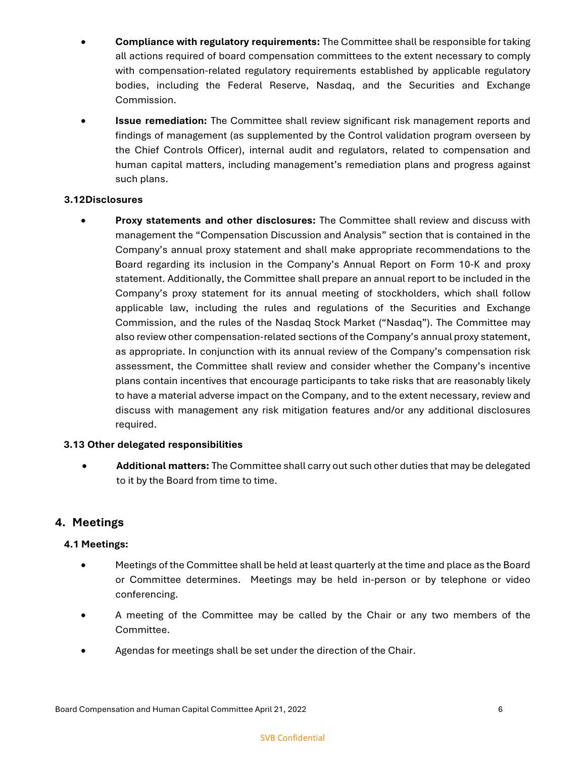- **Compliance with regulatory requirements:** The Committee shall be responsible for taking all actions required of board compensation committees to the extent necessary to comply with compensation-related regulatory requirements established by applicable regulatory bodies, including the Federal Reserve, Nasdaq, and the Securities and Exchange Commission.
- **Issue remediation:** The Committee shall review significant risk management reports and findings of management (as supplemented by the Control validation program overseen by the Chief Controls Officer), internal audit and regulators, related to compensation and human capital matters, including management's remediation plans and progress against such plans.

### 3.12 Disclosures

- **Proxy statements and other disclosures:** The Committee shall review and discuss with management the "Compensation Discussion and Analysis" section that is contained in the Company's annual proxy statement and shall make appropriate recommendations to the Board regarding its inclusion in the Company's Annual Report on Form 10-K and proxy statement. Additionally, the Committee shall prepare an annual report to be included in the Company's proxy statement for its annual meeting of stockholders, which shall follow applicable law, including the rules and regulations of the Securities and Exchange Commission, and the rules of the Nasdaq Stock Market ("Nasdaq"). The Committee may also review other compensation-related sections of the Company's annual proxy statement, as appropriate. In conjunction with its annual review of the Company's compensation risk assessment, the Committee shall review and consider whether the Company's incentive plans contain incentives that encourage participants to take risks that are reasonably likely to have a material adverse impact on the Company, and to the extent necessary, review and discuss with management any risk mitigation features and/or any additional disclosures required.

### 3.13 Other delegated responsibilities

- **Additional matters:** The Committee shall carry out such other duties that may be delegated to it by the Board from time to time.

## 4. Meetings

### 4.1 Meetings:

- Meetings of the Committee shall be held at least quarterly at the time and place as the Board or Committee determines. Meetings may be held in-person or by telephone or video conferencing.
- A meeting of the Committee may be called by the Chair or any two members of the Committee.
- Agendas for meetings shall be set under the direction of the Chair.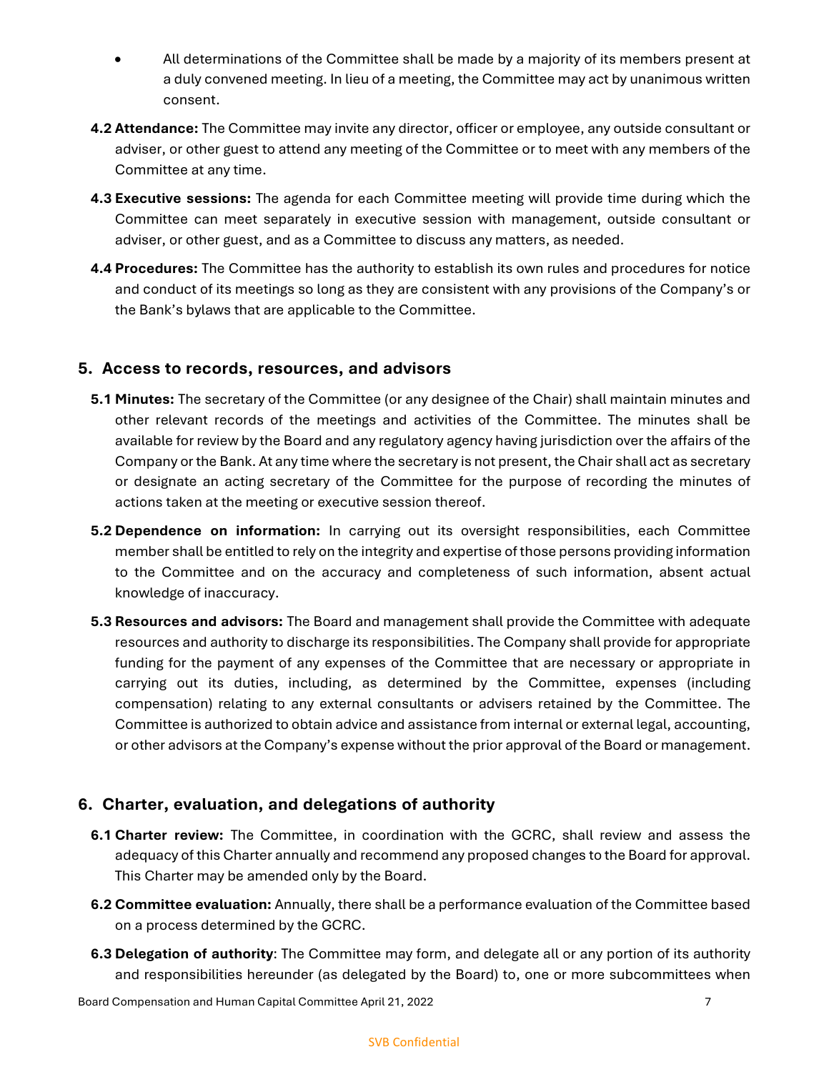- All determinations of the Committee shall be made by a majority of its members present at a duly convened meeting. In lieu of a meeting, the Committee may act by unanimous written consent.

**4.2 Attendance:** The Committee may invite any director, officer or employee, any outside consultant or adviser, or other guest to attend any meeting of the Committee or to meet with any members of the Committee at any time.

**4.3 Executive sessions:** The agenda for each Committee meeting will provide time during which the Committee can meet separately in executive session with management, outside consultant or adviser, or other guest, and as a Committee to discuss any matters, as needed.

**4.4 Procedures:** The Committee has the authority to establish its own rules and procedures for notice and conduct of its meetings so long as they are consistent with any provisions of the Company's or the Bank's bylaws that are applicable to the Committee.

## 5. Access to records, resources, and advisors

**5.1 Minutes:** The secretary of the Committee (or any designee of the Chair) shall maintain minutes and other relevant records of the meetings and activities of the Committee. The minutes shall be available for review by the Board and any regulatory agency having jurisdiction over the affairs of the Company or the Bank. At any time where the secretary is not present, the Chair shall act as secretary or designate an acting secretary of the Committee for the purpose of recording the minutes of actions taken at the meeting or executive session thereof.

**5.2 Dependence on information:** In carrying out its oversight responsibilities, each Committee member shall be entitled to rely on the integrity and expertise of those persons providing information to the Committee and on the accuracy and completeness of such information, absent actual knowledge of inaccuracy.

**5.3 Resources and advisors:** The Board and management shall provide the Committee with adequate resources and authority to discharge its responsibilities. The Company shall provide for appropriate funding for the payment of any expenses of the Committee that are necessary or appropriate in carrying out its duties, including, as determined by the Committee, expenses (including compensation) relating to any external consultants or advisers retained by the Committee. The Committee is authorized to obtain advice and assistance from internal or external legal, accounting, or other advisors at the Company's expense without the prior approval of the Board or management.

## 6. Charter, evaluation, and delegations of authority

**6.1 Charter review:** The Committee, in coordination with the GCRC, shall review and assess the adequacy of this Charter annually and recommend any proposed changes to the Board for approval. This Charter may be amended only by the Board.

**6.2 Committee evaluation:** Annually, there shall be a performance evaluation of the Committee based on a process determined by the GCRC.

**6.3 Delegation of authority**: The Committee may form, and delegate all or any portion of its authority and responsibilities hereunder (as delegated by the Board) to, one or more subcommittees when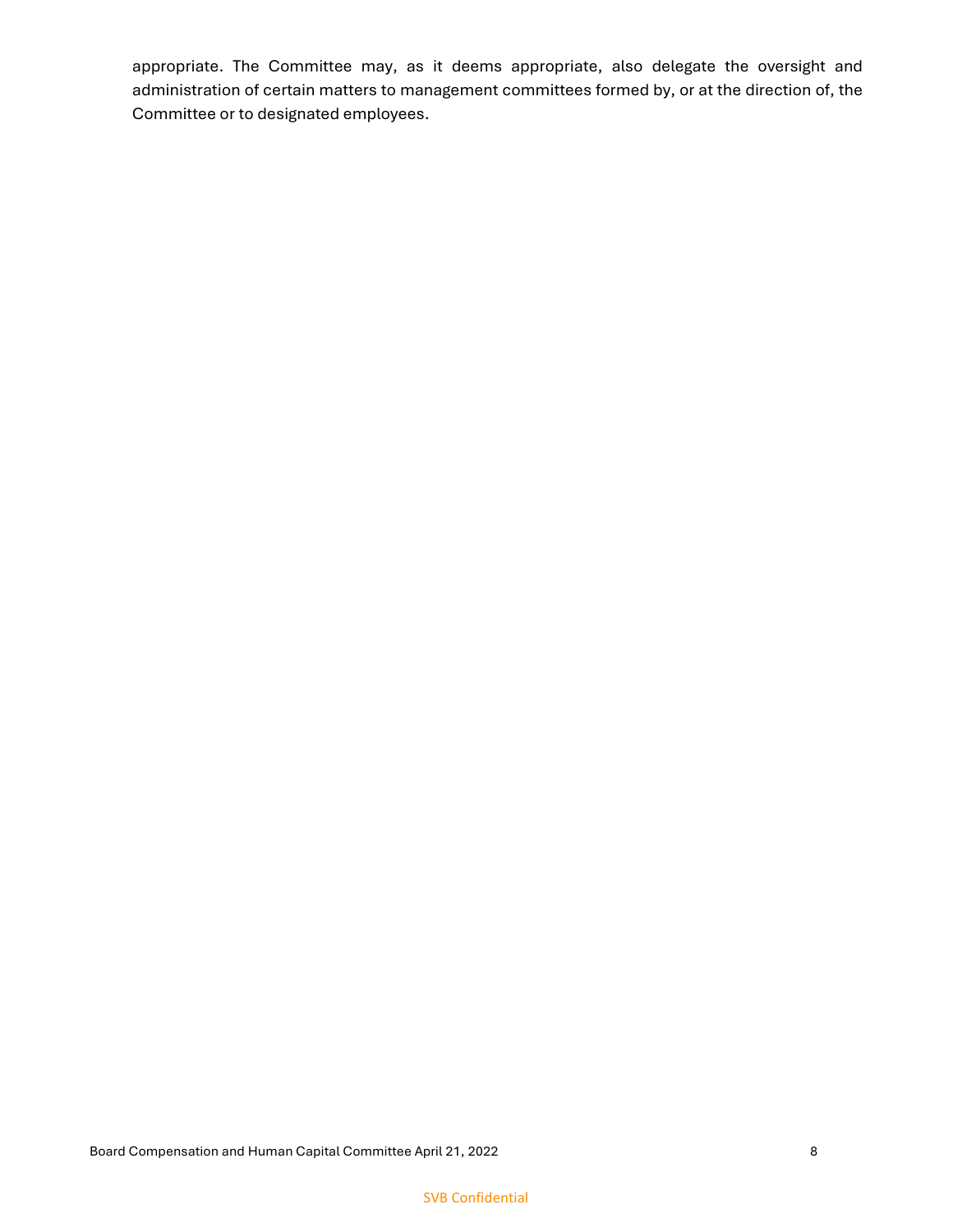appropriate. The Committee may, as it deems appropriate, also delegate the oversight and administration of certain matters to management committees formed by, or at the direction of, the Committee or to designated employees.